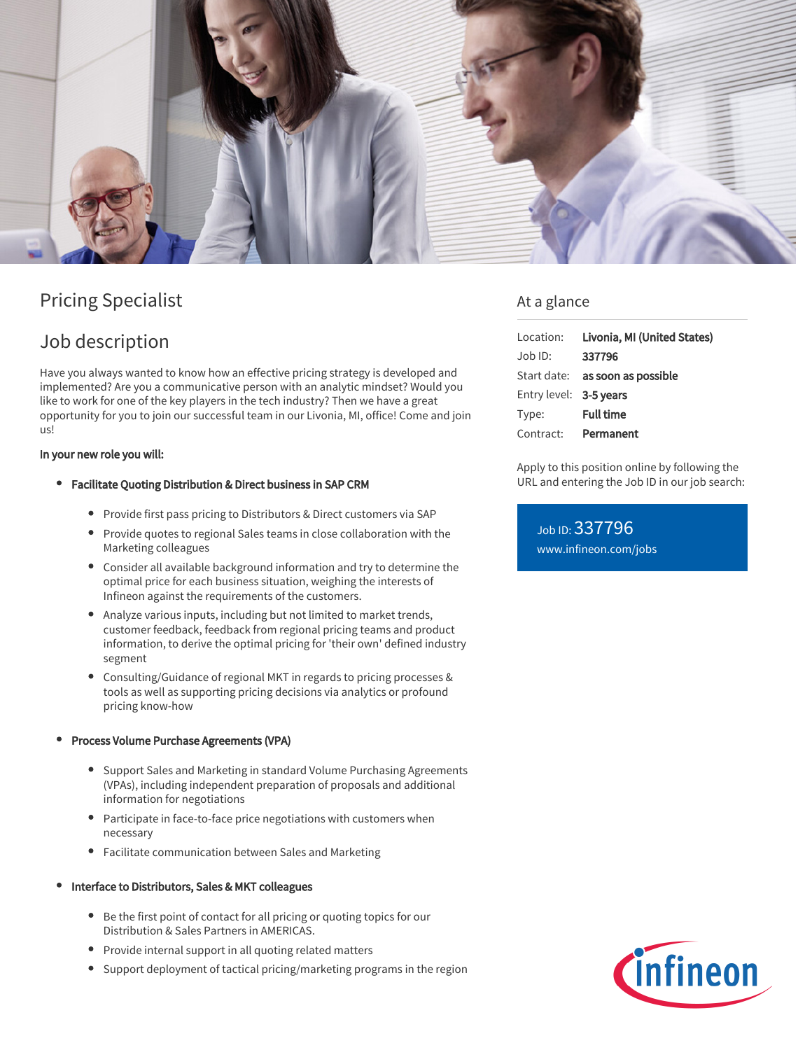# Pricing Specialist

## Job description

Have you always wanted to know how an effective pricing strategy is developed and implemented? Are you a communicative person with an analytic mindset? Would you like to work for one of the key players in the tech industry? Then we have a great opportunity for you to join our successful team in our Livonia, MI, office! Come and join us!

**In your new role you will:**

- **Facilitate Quoting Distribution & Direct business in SAP CRM**
  - Provide first pass pricing to Distributors & Direct customers via SAP
  - Provide quotes to regional Sales teams in close collaboration with the Marketing colleagues
  - Consider all available background information and try to determine the optimal price for each business situation, weighing the interests of Infineon against the requirements of the customers.
  - Analyze various inputs, including but not limited to market trends, customer feedback, feedback from regional pricing teams and product information, to derive the optimal pricing for 'their own' defined industry segment
  - Consulting/Guidance of regional MKT in regards to pricing processes & tools as well as supporting pricing decisions via analytics or profound pricing know-how
- **Process Volume Purchase Agreements (VPA)**
  - Support Sales and Marketing in standard Volume Purchasing Agreements (VPAs), including independent preparation of proposals and additional information for negotiations
  - Participate in face-to-face price negotiations with customers when necessary
  - Facilitate communication between Sales and Marketing
- **Interface to Distributors, Sales & MKT colleagues**
  - Be the first point of contact for all pricing or quoting topics for our Distribution & Sales Partners in AMERICAS.
  - Provide internal support in all quoting related matters
  - Support deployment of tactical pricing/marketing programs in the region

## At a glance

| | |
|---|---|
| Location: | **Livonia, MI (United States)** |
| Job ID: | **337796** |
| Start date: | **as soon as possible** |
| Entry level: | **3-5 years** |
| Type: | **Full time** |
| Contract: | **Permanent** |

Apply to this position online by following the URL and entering the Job ID in our job search:

Job ID: 337796
www.infineon.com/jobs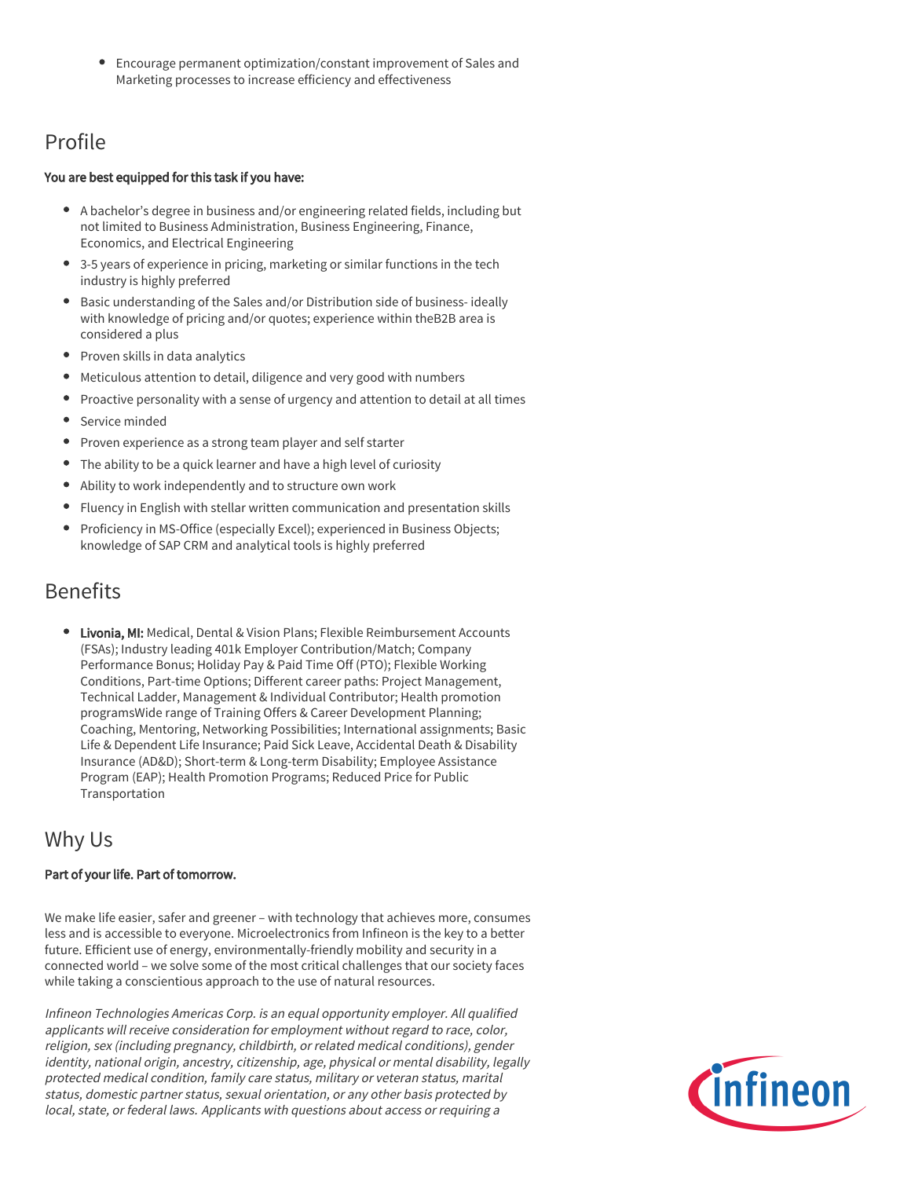- Encourage permanent optimization/constant improvement of Sales and Marketing processes to increase efficiency and effectiveness

## Profile

**You are best equipped for this task if you have:**

- A bachelor's degree in business and/or engineering related fields, including but not limited to Business Administration, Business Engineering, Finance, Economics, and Electrical Engineering
- 3-5 years of experience in pricing, marketing or similar functions in the tech industry is highly preferred
- Basic understanding of the Sales and/or Distribution side of business- ideally with knowledge of pricing and/or quotes; experience within theB2B area is considered a plus
- Proven skills in data analytics
- Meticulous attention to detail, diligence and very good with numbers
- Proactive personality with a sense of urgency and attention to detail at all times
- Service minded
- Proven experience as a strong team player and self starter
- The ability to be a quick learner and have a high level of curiosity
- Ability to work independently and to structure own work
- Fluency in English with stellar written communication and presentation skills
- Proficiency in MS-Office (especially Excel); experienced in Business Objects; knowledge of SAP CRM and analytical tools is highly preferred

## Benefits

- **Livonia, MI:** Medical, Dental & Vision Plans; Flexible Reimbursement Accounts (FSAs); Industry leading 401k Employer Contribution/Match; Company Performance Bonus; Holiday Pay & Paid Time Off (PTO); Flexible Working Conditions, Part-time Options; Different career paths: Project Management, Technical Ladder, Management & Individual Contributor; Health promotion programsWide range of Training Offers & Career Development Planning; Coaching, Mentoring, Networking Possibilities; International assignments; Basic Life & Dependent Life Insurance; Paid Sick Leave, Accidental Death & Disability Insurance (AD&D); Short-term & Long-term Disability; Employee Assistance Program (EAP); Health Promotion Programs; Reduced Price for Public Transportation

## Why Us

**Part of your life. Part of tomorrow.**

We make life easier, safer and greener – with technology that achieves more, consumes less and is accessible to everyone. Microelectronics from Infineon is the key to a better future. Efficient use of energy, environmentally-friendly mobility and security in a connected world – we solve some of the most critical challenges that our society faces while taking a conscientious approach to the use of natural resources.

*Infineon Technologies Americas Corp. is an equal opportunity employer. All qualified applicants will receive consideration for employment without regard to race, color, religion, sex (including pregnancy, childbirth, or related medical conditions), gender identity, national origin, ancestry, citizenship, age, physical or mental disability, legally protected medical condition, family care status, military or veteran status, marital status, domestic partner status, sexual orientation, or any other basis protected by local, state, or federal laws. Applicants with questions about access or requiring a*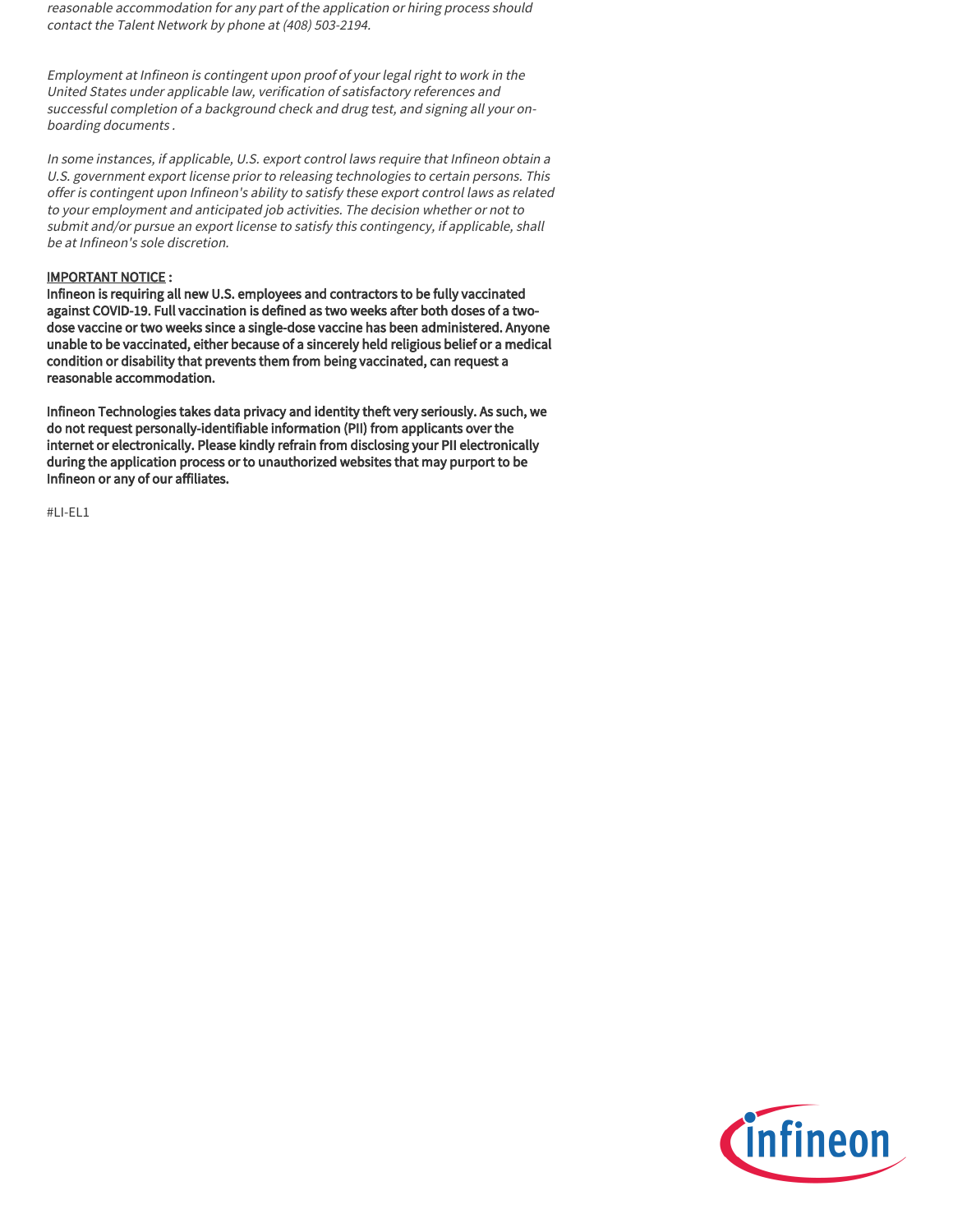*reasonable accommodation for any part of the application or hiring process should contact the Talent Network by phone at (408) 503-2194.*

*Employment at Infineon is contingent upon proof of your legal right to work in the United States under applicable law, verification of satisfactory references and successful completion of a background check and drug test, and signing all your on-boarding documents .*

*In some instances, if applicable, U.S. export control laws require that Infineon obtain a U.S. government export license prior to releasing technologies to certain persons. This offer is contingent upon Infineon's ability to satisfy these export control laws as related to your employment and anticipated job activities. The decision whether or not to submit and/or pursue an export license to satisfy this contingency, if applicable, shall be at Infineon's sole discretion.*

**IMPORTANT NOTICE :**

**Infineon is requiring all new U.S. employees and contractors to be fully vaccinated against COVID-19. Full vaccination is defined as two weeks after both doses of a two-dose vaccine or two weeks since a single-dose vaccine has been administered. Anyone unable to be vaccinated, either because of a sincerely held religious belief or a medical condition or disability that prevents them from being vaccinated, can request a reasonable accommodation.**

**Infineon Technologies takes data privacy and identity theft very seriously. As such, we do not request personally-identifiable information (PII) from applicants over the internet or electronically. Please kindly refrain from disclosing your PII electronically during the application process or to unauthorized websites that may purport to be Infineon or any of our affiliates.**

#LI-EL1